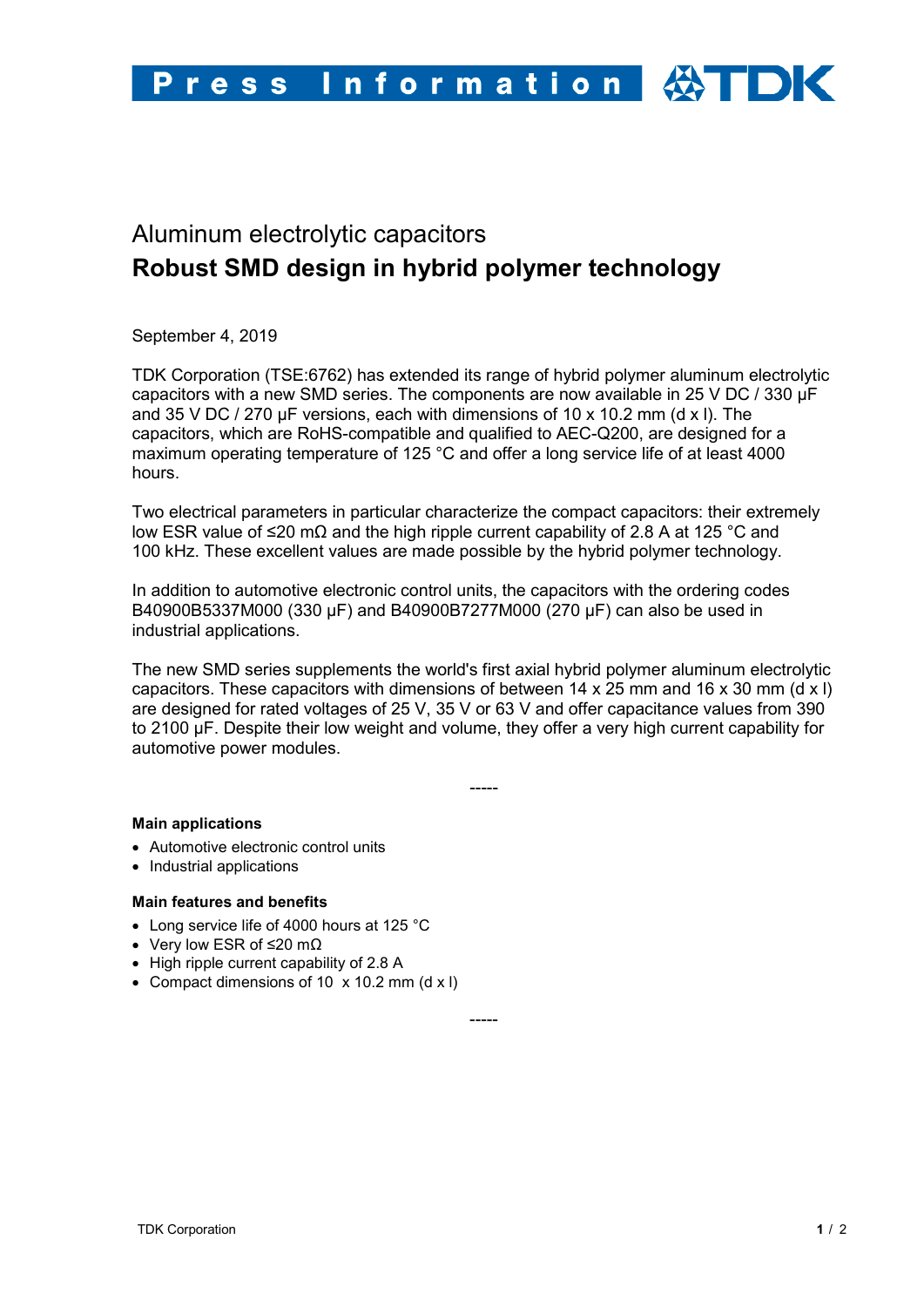Press Information TDK

# Aluminum electrolytic capacitors

## Robust SMD design in hybrid polymer technology

September 4, 2019

TDK Corporation (TSE:6762) has extended its range of hybrid polymer aluminum electrolytic capacitors with a new SMD series. The components are now available in 25 V DC / 330 µF and 35 V DC / 270 µF versions, each with dimensions of 10 x 10.2 mm (d x l). The capacitors, which are RoHS-compatible and qualified to AEC-Q200, are designed for a maximum operating temperature of 125 °C and offer a long service life of at least 4000 hours.

Two electrical parameters in particular characterize the compact capacitors: their extremely low ESR value of ≤20 mΩ and the high ripple current capability of 2.8 A at 125 °C and 100 kHz. These excellent values are made possible by the hybrid polymer technology.

In addition to automotive electronic control units, the capacitors with the ordering codes B40900B5337M000 (330 µF) and B40900B7277M000 (270 µF) can also be used in industrial applications.

The new SMD series supplements the world's first axial hybrid polymer aluminum electrolytic capacitors. These capacitors with dimensions of between 14 x 25 mm and 16 x 30 mm (d x l) are designed for rated voltages of 25 V, 35 V or 63 V and offer capacitance values from 390 to 2100 µF. Despite their low weight and volume, they offer a very high current capability for automotive power modules.

-----

**Main applications**

- Automotive electronic control units
- Industrial applications

**Main features and benefits**

- Long service life of 4000 hours at 125 °C
- Very low ESR of ≤20 mΩ
- High ripple current capability of 2.8 A
- Compact dimensions of 10 x 10.2 mm (d x l)

-----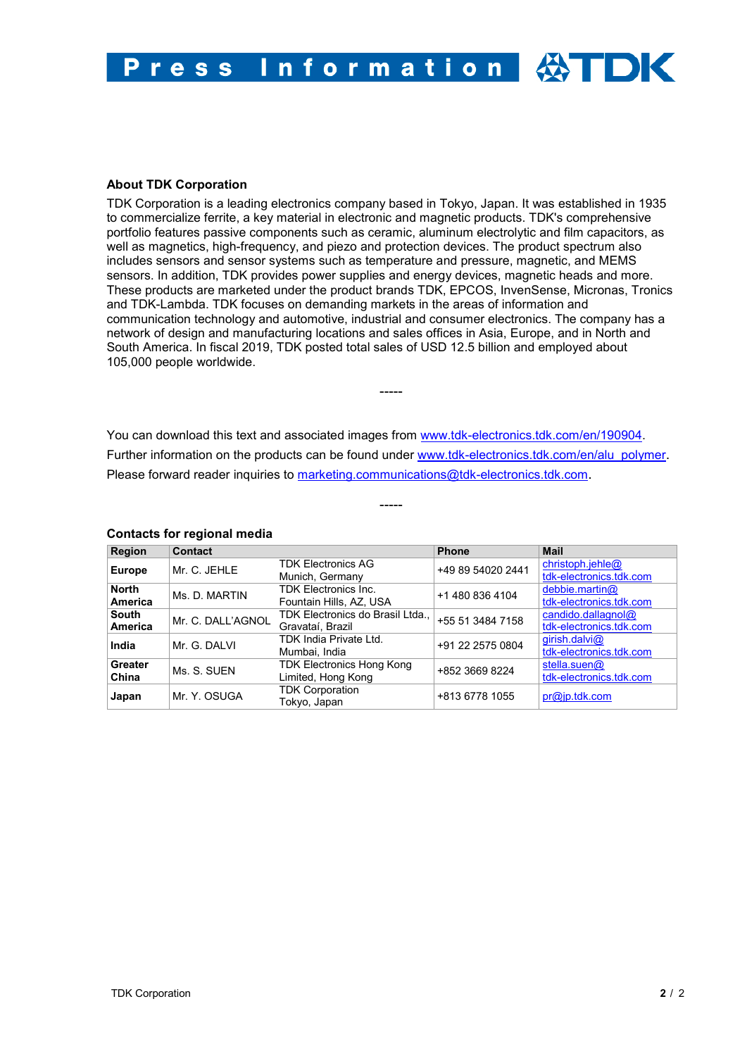## About TDK Corporation

TDK Corporation is a leading electronics company based in Tokyo, Japan. It was established in 1935 to commercialize ferrite, a key material in electronic and magnetic products. TDK's comprehensive portfolio features passive components such as ceramic, aluminum electrolytic and film capacitors, as well as magnetics, high-frequency, and piezo and protection devices. The product spectrum also includes sensors and sensor systems such as temperature and pressure, magnetic, and MEMS sensors. In addition, TDK provides power supplies and energy devices, magnetic heads and more. These products are marketed under the product brands TDK, EPCOS, InvenSense, Micronas, Tronics and TDK-Lambda. TDK focuses on demanding markets in the areas of information and communication technology and automotive, industrial and consumer electronics. The company has a network of design and manufacturing locations and sales offices in Asia, Europe, and in North and South America. In fiscal 2019, TDK posted total sales of USD 12.5 billion and employed about 105,000 people worldwide.

-----

You can download this text and associated images from www.tdk-electronics.tdk.com/en/190904.

Further information on the products can be found under www.tdk-electronics.tdk.com/en/alu_polymer.

Please forward reader inquiries to marketing.communications@tdk-electronics.tdk.com.

-----

### Contacts for regional media

| Region | Contact | | Phone | Mail |
|---|---|---|---|---|
| **Europe** | Mr. C. JEHLE | TDK Electronics AG Munich, Germany | +49 89 54020 2441 | christoph.jehle@ tdk-electronics.tdk.com |
| **North America** | Ms. D. MARTIN | TDK Electronics Inc. Fountain Hills, AZ, USA | +1 480 836 4104 | debbie.martin@ tdk-electronics.tdk.com |
| **South America** | Mr. C. DALL'AGNOL | TDK Electronics do Brasil Ltda., Gravataí, Brazil | +55 51 3484 7158 | candido.dallagnol@ tdk-electronics.tdk.com |
| **India** | Mr. G. DALVI | TDK India Private Ltd. Mumbai, India | +91 22 2575 0804 | girish.dalvi@ tdk-electronics.tdk.com |
| **Greater China** | Ms. S. SUEN | TDK Electronics Hong Kong Limited, Hong Kong | +852 3669 8224 | stella.suen@ tdk-electronics.tdk.com |
| **Japan** | Mr. Y. OSUGA | TDK Corporation Tokyo, Japan | +813 6778 1055 | pr@jp.tdk.com |